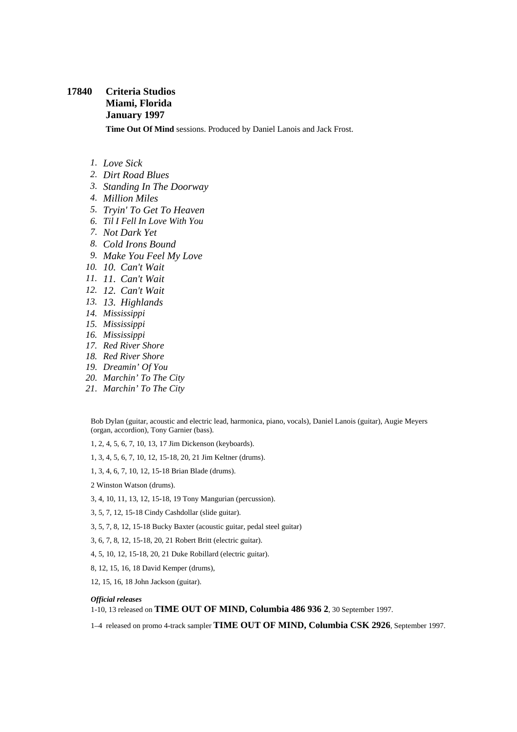**17840 Criteria Studios**
**Miami, Florida**
**January 1997**

**Time Out Of Mind** sessions. Produced by Daniel Lanois and Jack Frost.

1. *Love Sick*
2. *Dirt Road Blues*
3. *Standing In The Doorway*
4. *Million Miles*
5. *Tryin' To Get To Heaven*
6. *Til I Fell In Love With You*
7. *Not Dark Yet*
8. *Cold Irons Bound*
9. *Make You Feel My Love*
10. *10. Can't Wait*
11. *11. Can't Wait*
12. *12. Can't Wait*
13. *13. Highlands*
14. *Mississippi*
15. *Mississippi*
16. *Mississippi*
17. *Red River Shore*
18. *Red River Shore*
19. *Dreamin' Of You*
20. *Marchin' To The City*
21. *Marchin' To The City*

Bob Dylan (guitar, acoustic and electric lead, harmonica, piano, vocals), Daniel Lanois (guitar), Augie Meyers (organ, accordion), Tony Garnier (bass).

1, 2, 4, 5, 6, 7, 10, 13, 17 Jim Dickenson (keyboards).

1, 3, 4, 5, 6, 7, 10, 12, 15-18, 20, 21 Jim Keltner (drums).

1, 3, 4, 6, 7, 10, 12, 15-18 Brian Blade (drums).

2 Winston Watson (drums).

3, 4, 10, 11, 13, 12, 15-18, 19 Tony Mangurian (percussion).

3, 5, 7, 12, 15-18 Cindy Cashdollar (slide guitar).

3, 5, 7, 8, 12, 15-18 Bucky Baxter (acoustic guitar, pedal steel guitar)

3, 6, 7, 8, 12, 15-18, 20, 21 Robert Britt (electric guitar).

4, 5, 10, 12, 15-18, 20, 21 Duke Robillard (electric guitar).

8, 12, 15, 16, 18 David Kemper (drums),

12, 15, 16, 18 John Jackson (guitar).

***Official releases***

1-10, 13 released on **TIME OUT OF MIND, Columbia 486 936 2**, 30 September 1997.

1–4 released on promo 4-track sampler **TIME OUT OF MIND, Columbia CSK 2926**, September 1997.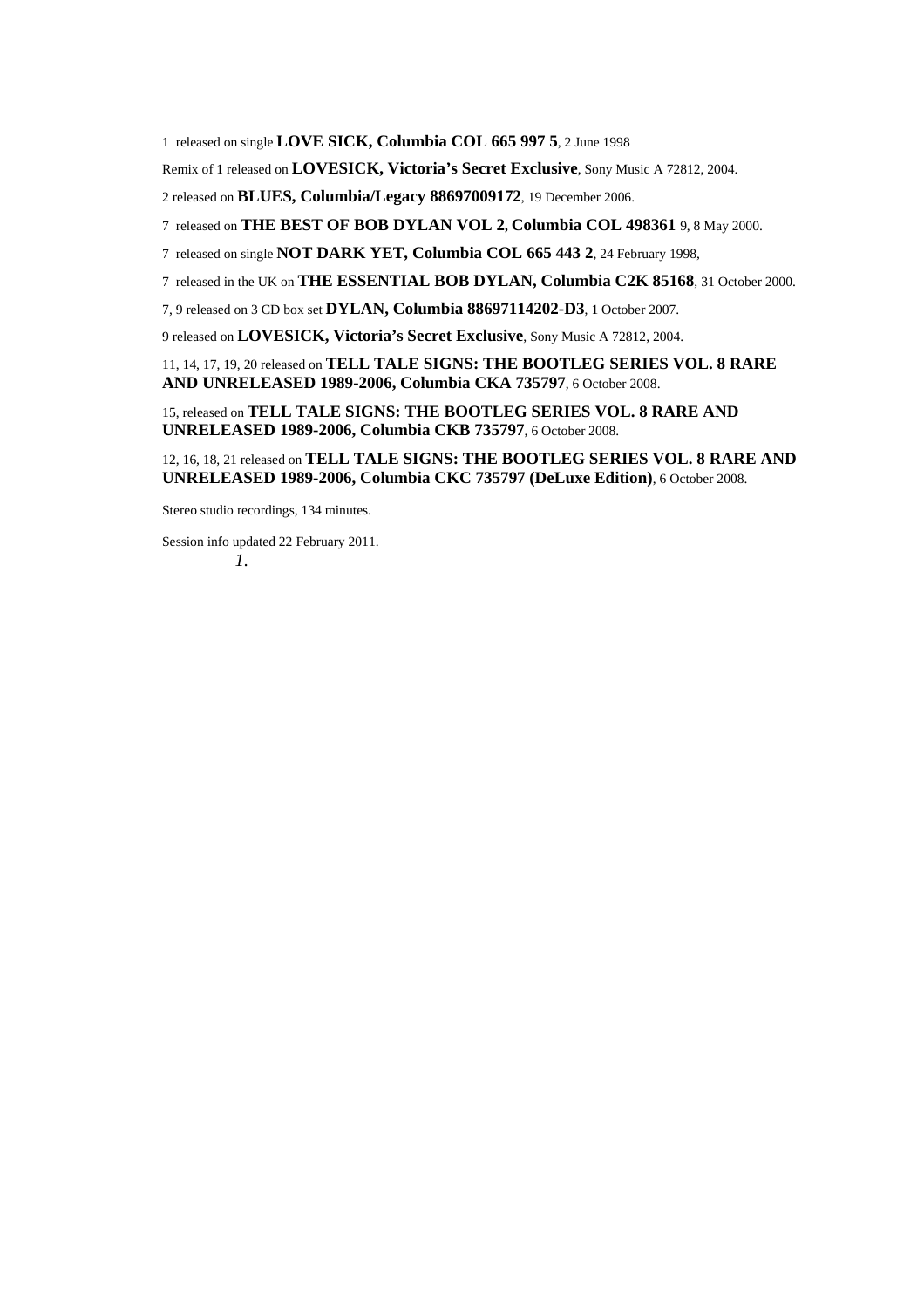1 released on single **LOVE SICK, Columbia COL 665 997 5**, 2 June 1998

Remix of 1 released on **LOVESICK, Victoria's Secret Exclusive**, Sony Music A 72812, 2004.

2 released on **BLUES, Columbia/Legacy 88697009172**, 19 December 2006.

7 released on **THE BEST OF BOB DYLAN VOL 2, Columbia COL 498361** 9, 8 May 2000.

7 released on single **NOT DARK YET, Columbia COL 665 443 2**, 24 February 1998,

7 released in the UK on **THE ESSENTIAL BOB DYLAN, Columbia C2K 85168**, 31 October 2000.

7, 9 released on 3 CD box set **DYLAN, Columbia 88697114202-D3**, 1 October 2007.

9 released on **LOVESICK, Victoria's Secret Exclusive**, Sony Music A 72812, 2004.

11, 14, 17, 19, 20 released on **TELL TALE SIGNS: THE BOOTLEG SERIES VOL. 8 RARE AND UNRELEASED 1989-2006, Columbia CKA 735797**, 6 October 2008.

15, released on **TELL TALE SIGNS: THE BOOTLEG SERIES VOL. 8 RARE AND UNRELEASED 1989-2006, Columbia CKB 735797**, 6 October 2008.

12, 16, 18, 21 released on **TELL TALE SIGNS: THE BOOTLEG SERIES VOL. 8 RARE AND UNRELEASED 1989-2006, Columbia CKC 735797 (DeLuxe Edition)**, 6 October 2008.

Stereo studio recordings, 134 minutes.

Session info updated 22 February 2011.

*1.*